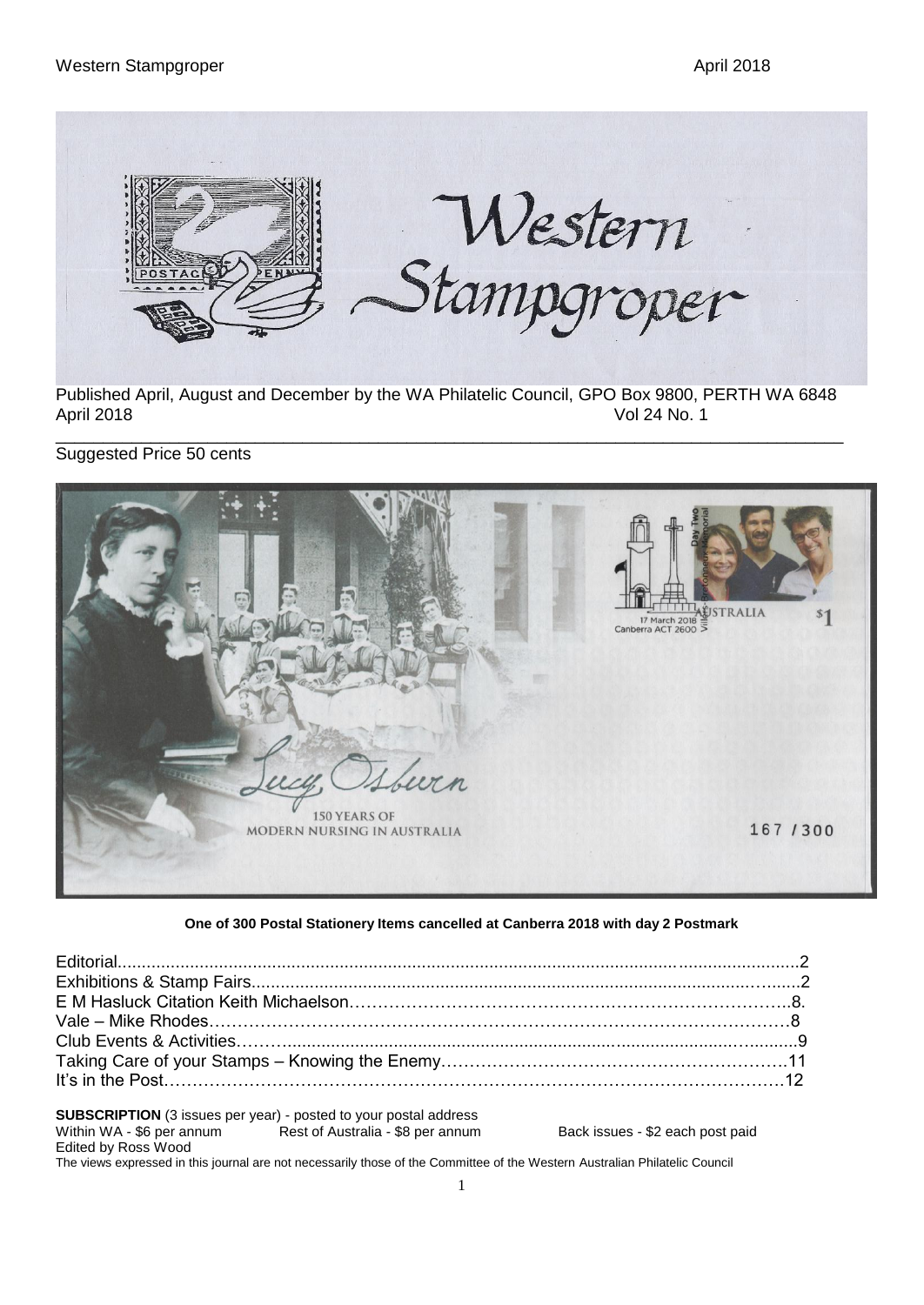# Western Stampgroper

Published April, August and December by the WA Philatelic Council, GPO Box 9800, PERTH WA 6848

April 2018 Vol 24 No. 1

Suggested Price 50 cents

**One of 300 Postal Stationery Items cancelled at Canberra 2018 with day 2 Postmark**

| | |
|---|---|
| Editorial | 2 |
| Exhibitions & Stamp Fairs | 2 |
| E M Hasluck Citation Keith Michaelson | 8 |
| Vale – Mike Rhodes | 8 |
| Club Events & Activities | 9 |
| Taking Care of your Stamps – Knowing the Enemy | 11 |
| It's in the Post | 12 |

**SUBSCRIPTION** (3 issues per year) - posted to your postal address

Within WA - $6 per annum Rest of Australia - $8 per annum Back issues - $2 each post paid

Edited by Ross Wood

The views expressed in this journal are not necessarily those of the Committee of the Western Australian Philatelic Council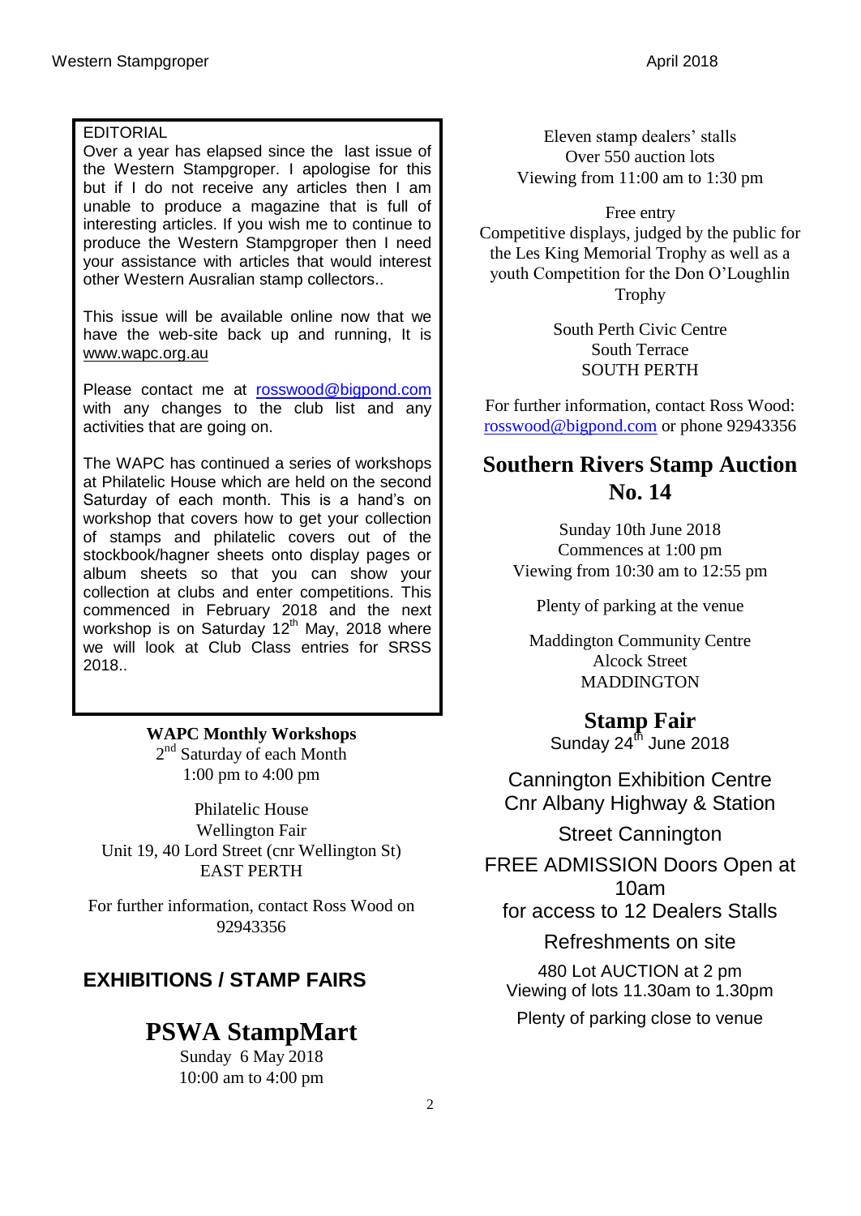EDITORIAL

Over a year has elapsed since the last issue of the Western Stampgroper. I apologise for this but if I do not receive any articles then I am unable to produce a magazine that is full of interesting articles. If you wish me to continue to produce the Western Stampgroper then I need your assistance with articles that would interest other Western Ausralian stamp collectors..

This issue will be available online now that we have the web-site back up and running, It is www.wapc.org.au

Please contact me at rosswood@bigpond.com with any changes to the club list and any activities that are going on.

The WAPC has continued a series of workshops at Philatelic House which are held on the second Saturday of each month. This is a hand's on workshop that covers how to get your collection of stamps and philatelic covers out of the stockbook/hagner sheets onto display pages or album sheets so that you can show your collection at clubs and enter competitions. This commenced in February 2018 and the next workshop is on Saturday 12th May, 2018 where we will look at Club Class entries for SRSS 2018..

**WAPC Monthly Workshops**
2nd Saturday of each Month
1:00 pm to 4:00 pm

Philatelic House
Wellington Fair
Unit 19, 40 Lord Street (cnr Wellington St)
EAST PERTH

For further information, contact Ross Wood on 92943356

## EXHIBITIONS / STAMP FAIRS

## PSWA StampMart

Sunday 6 May 2018
10:00 am to 4:00 pm

Eleven stamp dealers' stalls
Over 550 auction lots
Viewing from 11:00 am to 1:30 pm

Free entry
Competitive displays, judged by the public for the Les King Memorial Trophy as well as a youth Competition for the Don O'Loughlin Trophy

South Perth Civic Centre
South Terrace
SOUTH PERTH

For further information, contact Ross Wood: rosswood@bigpond.com or phone 92943356

## Southern Rivers Stamp Auction No. 14

Sunday 10th June 2018
Commences at 1:00 pm
Viewing from 10:30 am to 12:55 pm

Plenty of parking at the venue

Maddington Community Centre
Alcock Street
MADDINGTON

## Stamp Fair

Sunday 24th June 2018

Cannington Exhibition Centre
Cnr Albany Highway & Station Street Cannington

FREE ADMISSION Doors Open at 10am
for access to 12 Dealers Stalls

Refreshments on site

480 Lot AUCTION at 2 pm
Viewing of lots 11.30am to 1.30pm

Plenty of parking close to venue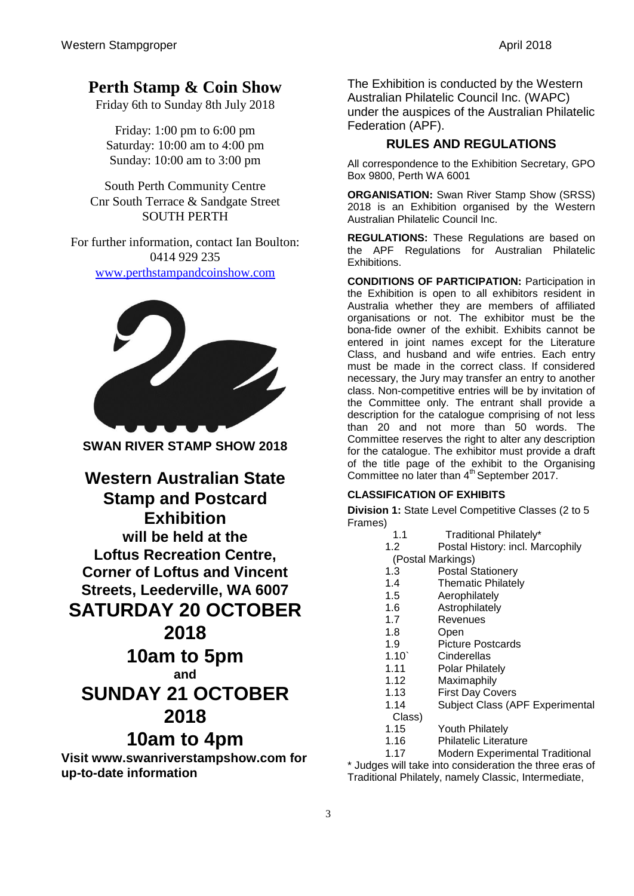# Perth Stamp & Coin Show

Friday 6th to Sunday 8th July 2018

Friday: 1:00 pm to 6:00 pm
Saturday: 10:00 am to 4:00 pm
Sunday: 10:00 am to 3:00 pm

South Perth Community Centre
Cnr South Terrace & Sandgate Street
SOUTH PERTH

For further information, contact Ian Boulton: 0414 929 235
www.perthstampandcoinshow.com

**SWAN RIVER STAMP SHOW 2018**

## Western Australian State Stamp and Postcard Exhibition

**will be held at the Loftus Recreation Centre, Corner of Loftus and Vincent Streets, Leederville, WA 6007**

## SATURDAY 20 OCTOBER 2018

## 10am to 5pm

**and**

## SUNDAY 21 OCTOBER 2018

## 10am to 4pm

**Visit www.swanriverstampshow.com for up-to-date information**

The Exhibition is conducted by the Western Australian Philatelic Council Inc. (WAPC) under the auspices of the Australian Philatelic Federation (APF).

### RULES AND REGULATIONS

All correspondence to the Exhibition Secretary, GPO Box 9800, Perth WA 6001

**ORGANISATION:** Swan River Stamp Show (SRSS) 2018 is an Exhibition organised by the Western Australian Philatelic Council Inc.

**REGULATIONS:** These Regulations are based on the APF Regulations for Australian Philatelic Exhibitions.

**CONDITIONS OF PARTICIPATION:** Participation in the Exhibition is open to all exhibitors resident in Australia whether they are members of affiliated organisations or not. The exhibitor must be the bona-fide owner of the exhibit. Exhibits cannot be entered in joint names except for the Literature Class, and husband and wife entries. Each entry must be made in the correct class. If considered necessary, the Jury may transfer an entry to another class. Non-competitive entries will be by invitation of the Committee only. The entrant shall provide a description for the catalogue comprising of not less than 20 and not more than 50 words. The Committee reserves the right to alter any description for the catalogue. The exhibitor must provide a draft of the title page of the exhibit to the Organising Committee no later than 4th September 2017.

**CLASSIFICATION OF EXHIBITS**

**Division 1:** State Level Competitive Classes (2 to 5 Frames)

- 1.1 Traditional Philately*
- 1.2 Postal History: incl. Marcophily (Postal Markings)
- 1.3 Postal Stationery
- 1.4 Thematic Philately
- 1.5 Aerophilately
- 1.6 Astrophilately
- 1.7 Revenues
- 1.8 Open
- 1.9 Picture Postcards
- 1.10` Cinderellas
- 1.11 Polar Philately
- 1.12 Maximaphily
- 1.13 First Day Covers
- 1.14 Subject Class (APF Experimental Class)
- 1.15 Youth Philately
- 1.16 Philatelic Literature
- 1.17 Modern Experimental Traditional

\* Judges will take into consideration the three eras of Traditional Philately, namely Classic, Intermediate,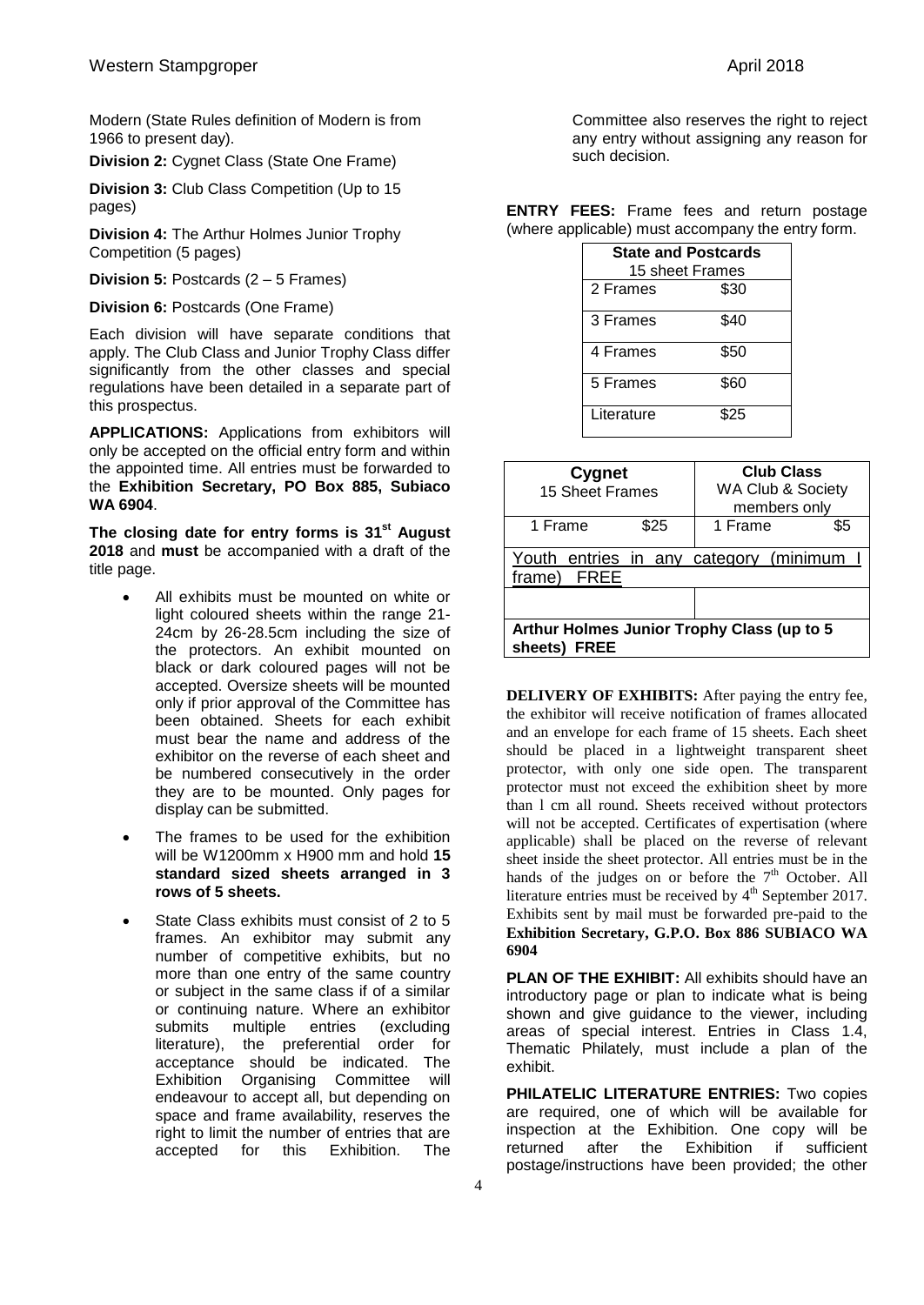Modern (State Rules definition of Modern is from 1966 to present day).

**Division 2:** Cygnet Class (State One Frame)

**Division 3:** Club Class Competition (Up to 15 pages)

**Division 4:** The Arthur Holmes Junior Trophy Competition (5 pages)

**Division 5:** Postcards (2 – 5 Frames)

**Division 6:** Postcards (One Frame)

Each division will have separate conditions that apply. The Club Class and Junior Trophy Class differ significantly from the other classes and special regulations have been detailed in a separate part of this prospectus.

**APPLICATIONS:** Applications from exhibitors will only be accepted on the official entry form and within the appointed time. All entries must be forwarded to the **Exhibition Secretary, PO Box 885, Subiaco WA 6904**.

**The closing date for entry forms is 31st August 2018** and **must** be accompanied with a draft of the title page.

- All exhibits must be mounted on white or light coloured sheets within the range 21-24cm by 26-28.5cm including the size of the protectors. An exhibit mounted on black or dark coloured pages will not be accepted. Oversize sheets will be mounted only if prior approval of the Committee has been obtained. Sheets for each exhibit must bear the name and address of the exhibitor on the reverse of each sheet and be numbered consecutively in the order they are to be mounted. Only pages for display can be submitted.
- The frames to be used for the exhibition will be W1200mm x H900 mm and hold **15 standard sized sheets arranged in 3 rows of 5 sheets.**
- State Class exhibits must consist of 2 to 5 frames. An exhibitor may submit any number of competitive exhibits, but no more than one entry of the same country or subject in the same class if of a similar or continuing nature. Where an exhibitor submits multiple entries (excluding literature), the preferential order for acceptance should be indicated. The Exhibition Organising Committee will endeavour to accept all, but depending on space and frame availability, reserves the right to limit the number of entries that are accepted for this Exhibition. The Committee also reserves the right to reject any entry without assigning any reason for such decision.

**ENTRY FEES:** Frame fees and return postage (where applicable) must accompany the entry form.

| **State and Postcards** 15 sheet Frames | |
|---|---|
| 2 Frames | $30 |
| 3 Frames | $40 |
| 4 Frames | $50 |
| 5 Frames | $60 |
| Literature | $25 |

| **Cygnet** 15 Sheet Frames | | **Club Class** WA Club & Society members only | |
|---|---|---|---|
| 1 Frame | $25 | 1 Frame | $5 |
| Youth entries in any category (minimum I frame) FREE | | | |
| | | | |
| **Arthur Holmes Junior Trophy Class (up to 5 sheets) FREE** | | | |

**DELIVERY OF EXHIBITS:** After paying the entry fee, the exhibitor will receive notification of frames allocated and an envelope for each frame of 15 sheets. Each sheet should be placed in a lightweight transparent sheet protector, with only one side open. The transparent protector must not exceed the exhibition sheet by more than l cm all round. Sheets received without protectors will not be accepted. Certificates of expertisation (where applicable) shall be placed on the reverse of relevant sheet inside the sheet protector. All entries must be in the hands of the judges on or before the 7th October. All literature entries must be received by 4th September 2017. Exhibits sent by mail must be forwarded pre-paid to the **Exhibition Secretary, G.P.O. Box 886 SUBIACO WA 6904**

**PLAN OF THE EXHIBIT:** All exhibits should have an introductory page or plan to indicate what is being shown and give guidance to the viewer, including areas of special interest. Entries in Class 1.4, Thematic Philately, must include a plan of the exhibit.

**PHILATELIC LITERATURE ENTRIES:** Two copies are required, one of which will be available for inspection at the Exhibition. One copy will be returned after the Exhibition if sufficient postage/instructions have been provided; the other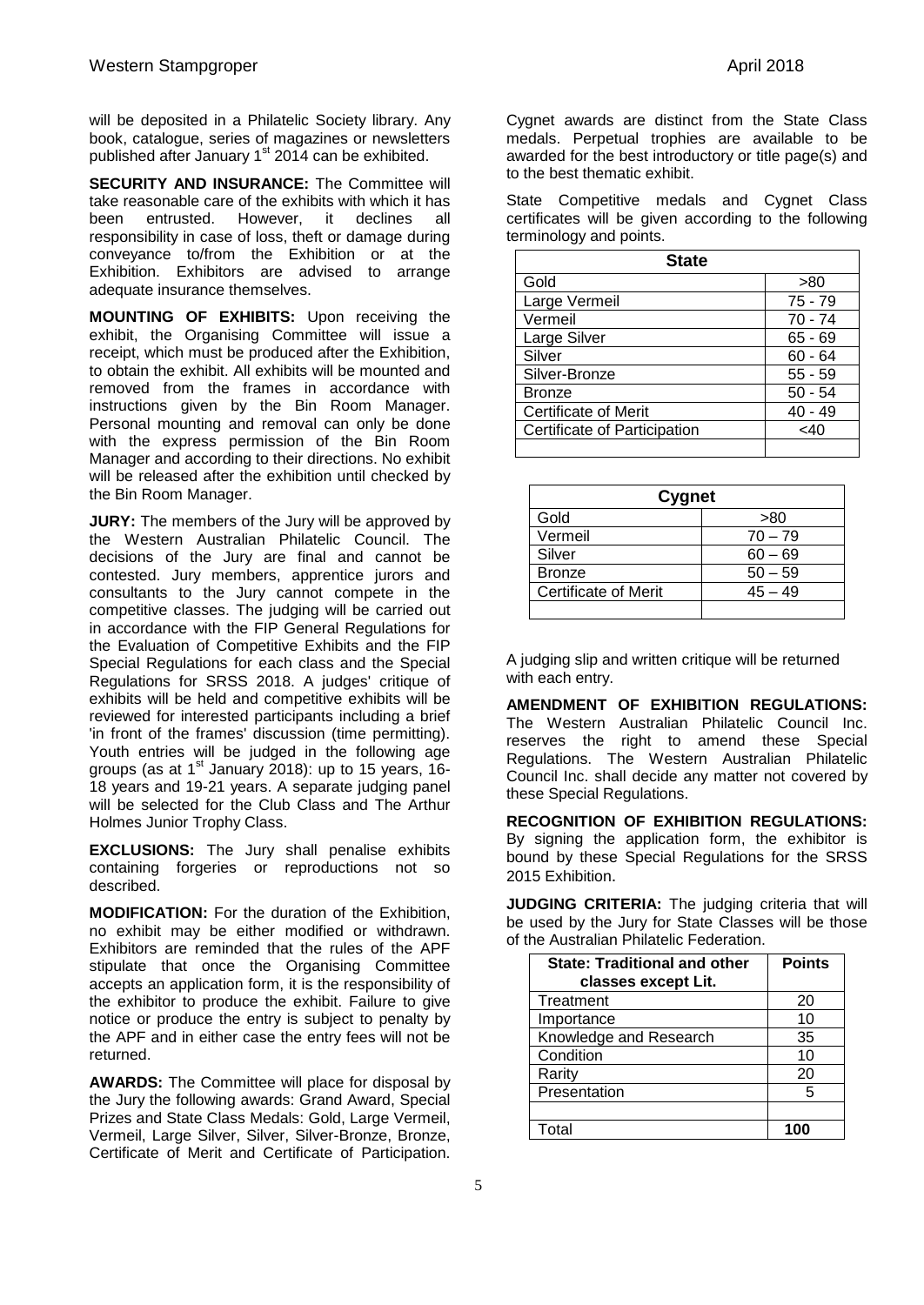will be deposited in a Philatelic Society library. Any book, catalogue, series of magazines or newsletters published after January 1st 2014 can be exhibited.

**SECURITY AND INSURANCE:** The Committee will take reasonable care of the exhibits with which it has been entrusted. However, it declines all responsibility in case of loss, theft or damage during conveyance to/from the Exhibition or at the Exhibition. Exhibitors are advised to arrange adequate insurance themselves.

**MOUNTING OF EXHIBITS:** Upon receiving the exhibit, the Organising Committee will issue a receipt, which must be produced after the Exhibition, to obtain the exhibit. All exhibits will be mounted and removed from the frames in accordance with instructions given by the Bin Room Manager. Personal mounting and removal can only be done with the express permission of the Bin Room Manager and according to their directions. No exhibit will be released after the exhibition until checked by the Bin Room Manager.

**JURY:** The members of the Jury will be approved by the Western Australian Philatelic Council. The decisions of the Jury are final and cannot be contested. Jury members, apprentice jurors and consultants to the Jury cannot compete in the competitive classes. The judging will be carried out in accordance with the FIP General Regulations for the Evaluation of Competitive Exhibits and the FIP Special Regulations for each class and the Special Regulations for SRSS 2018. A judges' critique of exhibits will be held and competitive exhibits will be reviewed for interested participants including a brief 'in front of the frames' discussion (time permitting). Youth entries will be judged in the following age groups (as at 1st January 2018): up to 15 years, 16-18 years and 19-21 years. A separate judging panel will be selected for the Club Class and The Arthur Holmes Junior Trophy Class.

**EXCLUSIONS:** The Jury shall penalise exhibits containing forgeries or reproductions not so described.

**MODIFICATION:** For the duration of the Exhibition, no exhibit may be either modified or withdrawn. Exhibitors are reminded that the rules of the APF stipulate that once the Organising Committee accepts an application form, it is the responsibility of the exhibitor to produce the exhibit. Failure to give notice or produce the entry is subject to penalty by the APF and in either case the entry fees will not be returned.

**AWARDS:** The Committee will place for disposal by the Jury the following awards: Grand Award, Special Prizes and State Class Medals: Gold, Large Vermeil, Vermeil, Large Silver, Silver, Silver-Bronze, Bronze, Certificate of Merit and Certificate of Participation. Cygnet awards are distinct from the State Class medals. Perpetual trophies are available to be awarded for the best introductory or title page(s) and to the best thematic exhibit.

State Competitive medals and Cygnet Class certificates will be given according to the following terminology and points.

| State | |
|---|---|
| Gold | >80 |
| Large Vermeil | 75 - 79 |
| Vermeil | 70 - 74 |
| Large Silver | 65 - 69 |
| Silver | 60 - 64 |
| Silver-Bronze | 55 - 59 |
| Bronze | 50 - 54 |
| Certificate of Merit | 40 - 49 |
| Certificate of Participation | <40 |
| | |

| Cygnet | |
|---|---|
| Gold | >80 |
| Vermeil | 70 – 79 |
| Silver | 60 – 69 |
| Bronze | 50 – 59 |
| Certificate of Merit | 45 – 49 |
| | |

A judging slip and written critique will be returned with each entry.

**AMENDMENT OF EXHIBITION REGULATIONS:** The Western Australian Philatelic Council Inc. reserves the right to amend these Special Regulations. The Western Australian Philatelic Council Inc. shall decide any matter not covered by these Special Regulations.

**RECOGNITION OF EXHIBITION REGULATIONS:** By signing the application form, the exhibitor is bound by these Special Regulations for the SRSS 2015 Exhibition.

**JUDGING CRITERIA:** The judging criteria that will be used by the Jury for State Classes will be those of the Australian Philatelic Federation.

| State: Traditional and other classes except Lit. | Points |
|---|---|
| Treatment | 20 |
| Importance | 10 |
| Knowledge and Research | 35 |
| Condition | 10 |
| Rarity | 20 |
| Presentation | 5 |
| | |
| Total | **100** |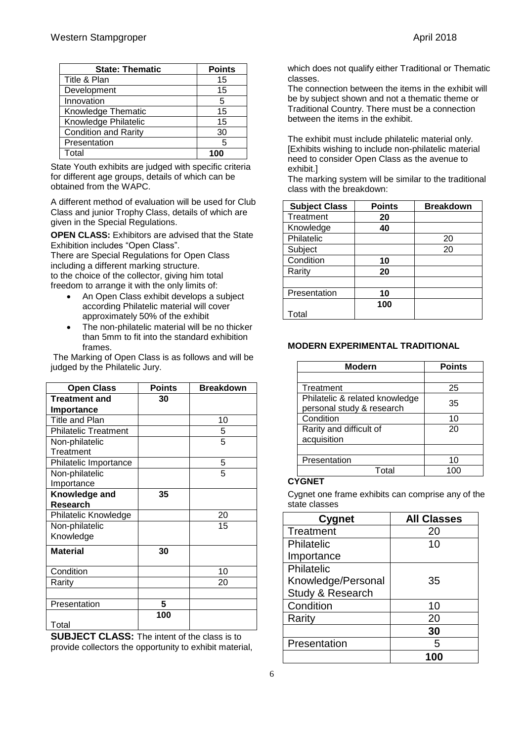| State: Thematic | Points |
|---|---|
| Title & Plan | 15 |
| Development | 15 |
| Innovation | 5 |
| Knowledge Thematic | 15 |
| Knowledge Philatelic | 15 |
| Condition and Rarity | 30 |
| Presentation | 5 |
| Total | **100** |

State Youth exhibits are judged with specific criteria for different age groups, details of which can be obtained from the WAPC.

A different method of evaluation will be used for Club Class and junior Trophy Class, details of which are given in the Special Regulations.

**OPEN CLASS:** Exhibitors are advised that the State Exhibition includes "Open Class".

There are Special Regulations for Open Class including a different marking structure.
to the choice of the collector, giving him total freedom to arrange it with the only limits of:

- An Open Class exhibit develops a subject according Philatelic material will cover approximately 50% of the exhibit
- The non-philatelic material will be no thicker than 5mm to fit into the standard exhibition frames.

The Marking of Open Class is as follows and will be judged by the Philatelic Jury.

| Open Class | Points | Breakdown |
|---|---|---|
| **Treatment and Importance** | **30** | |
| Title and Plan | | 10 |
| Philatelic Treatment | | 5 |
| Non-philatelic Treatment | | 5 |
| Philatelic Importance | | 5 |
| Non-philatelic Importance | | 5 |
| **Knowledge and Research** | **35** | |
| Philatelic Knowledge | | 20 |
| Non-philatelic Knowledge | | 15 |
| **Material** | **30** | |
| Condition | | 10 |
| Rarity | | 20 |
| | | |
| Presentation | **5** | |
| Total | **100** | |

**SUBJECT CLASS:** The intent of the class is to provide collectors the opportunity to exhibit material, which does not qualify either Traditional or Thematic classes.

The connection between the items in the exhibit will be by subject shown and not a thematic theme or Traditional Country. There must be a connection between the items in the exhibit.

The exhibit must include philatelic material only. [Exhibits wishing to include non-philatelic material need to consider Open Class as the avenue to exhibit.]

The marking system will be similar to the traditional class with the breakdown:

| Subject Class | Points | Breakdown |
|---|---|---|
| Treatment | **20** | |
| Knowledge | **40** | |
| Philatelic | | 20 |
| Subject | | 20 |
| Condition | **10** | |
| Rarity | **20** | |
| | | |
| Presentation | **10** | |
| Total | **100** | |

**MODERN EXPERIMENTAL TRADITIONAL**

| Modern | Points |
|---|---|
| | |
| Treatment | 25 |
| Philatelic & related knowledge personal study & research | 35 |
| Condition | 10 |
| Rarity and difficult of acquisition | 20 |
| | |
| Presentation | 10 |
| Total | 100 |

**CYGNET**

Cygnet one frame exhibits can comprise any of the state classes

| Cygnet | All Classes |
|---|---|
| Treatment | 20 |
| Philatelic Importance | 10 |
| Philatelic Knowledge/Personal Study & Research | 35 |
| Condition | 10 |
| Rarity | 20 |
| | **30** |
| Presentation | 5 |
| | **100** |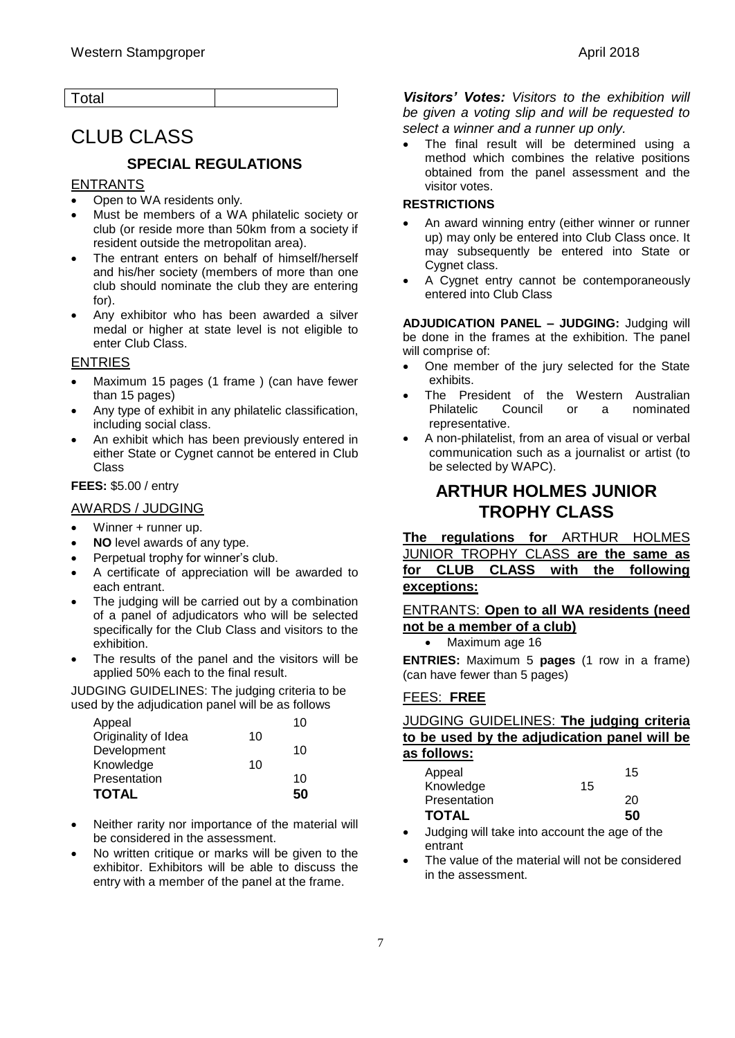| Total | |
|---|---|

# CLUB CLASS

## SPECIAL REGULATIONS

ENTRANTS

- Open to WA residents only.
- Must be members of a WA philatelic society or club (or reside more than 50km from a society if resident outside the metropolitan area).
- The entrant enters on behalf of himself/herself and his/her society (members of more than one club should nominate the club they are entering for).
- Any exhibitor who has been awarded a silver medal or higher at state level is not eligible to enter Club Class.

ENTRIES

- Maximum 15 pages (1 frame ) (can have fewer than 15 pages)
- Any type of exhibit in any philatelic classification, including social class.
- An exhibit which has been previously entered in either State or Cygnet cannot be entered in Club Class

**FEES:** $5.00 / entry

AWARDS / JUDGING

- Winner + runner up.
- **NO** level awards of any type.
- Perpetual trophy for winner's club.
- A certificate of appreciation will be awarded to each entrant.
- The judging will be carried out by a combination of a panel of adjudicators who will be selected specifically for the Club Class and visitors to the exhibition.
- The results of the panel and the visitors will be applied 50% each to the final result.

JUDGING GUIDELINES: The judging criteria to be used by the adjudication panel will be as follows

| | | |
|---|---|---|
| Appeal | | 10 |
| Originality of Idea | 10 | |
| Development | | 10 |
| Knowledge | 10 | |
| Presentation | | 10 |
| **TOTAL** | | **50** |

- Neither rarity nor importance of the material will be considered in the assessment.
- No written critique or marks will be given to the exhibitor. Exhibitors will be able to discuss the entry with a member of the panel at the frame.

***Visitors' Votes:*** *Visitors to the exhibition will be given a voting slip and will be requested to select a winner and a runner up only.*

- The final result will be determined using a method which combines the relative positions obtained from the panel assessment and the visitor votes.

**RESTRICTIONS**

- An award winning entry (either winner or runner up) may only be entered into Club Class once. It may subsequently be entered into State or Cygnet class.
- A Cygnet entry cannot be contemporaneously entered into Club Class

**ADJUDICATION PANEL – JUDGING:** Judging will be done in the frames at the exhibition. The panel will comprise of:

- One member of the jury selected for the State exhibits.
- The President of the Western Australian Philatelic Council or a nominated representative.
- A non-philatelist, from an area of visual or verbal communication such as a journalist or artist (to be selected by WAPC).

# ARTHUR HOLMES JUNIOR TROPHY CLASS

**The regulations for** ARTHUR HOLMES JUNIOR TROPHY CLASS **are the same as for CLUB CLASS with the following exceptions:**

ENTRANTS: **Open to all WA residents (need not be a member of a club)**

- Maximum age 16

**ENTRIES:** Maximum 5 **pages** (1 row in a frame) (can have fewer than 5 pages)

FEES: **FREE**

JUDGING GUIDELINES: **The judging criteria to be used by the adjudication panel will be as follows:**

| | | |
|---|---|---|
| Appeal | | 15 |
| Knowledge | 15 | |
| Presentation | | 20 |
| **TOTAL** | | **50** |

- Judging will take into account the age of the entrant
- The value of the material will not be considered in the assessment.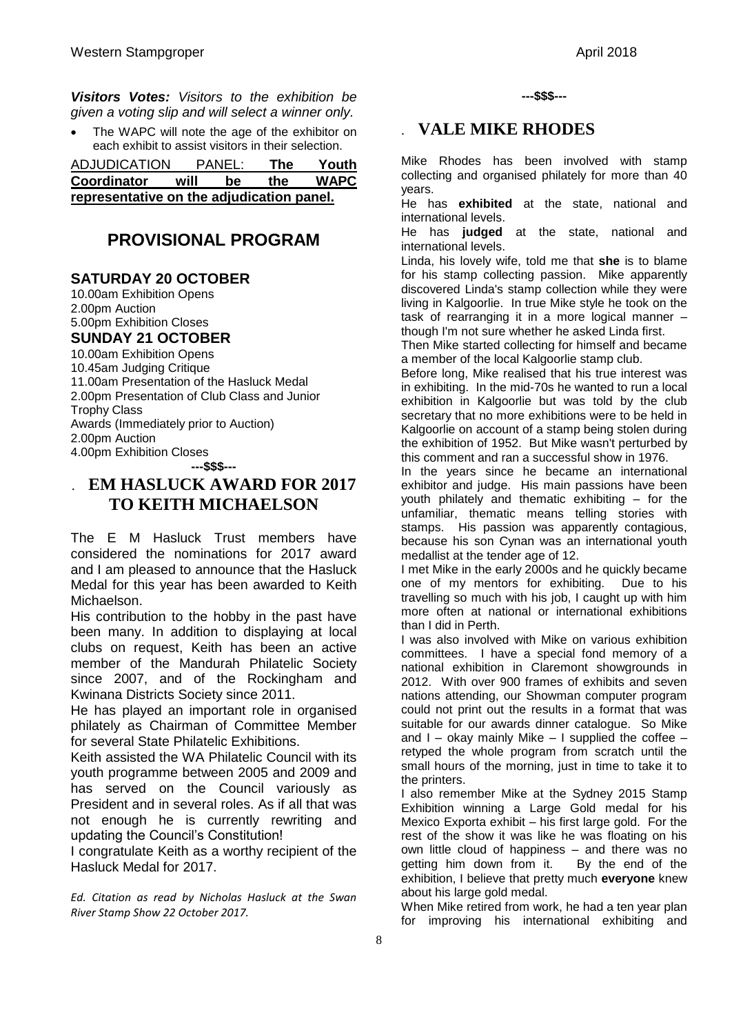***Visitors Votes:*** *Visitors to the exhibition be given a voting slip and will select a winner only.*

- The WAPC will note the age of the exhibitor on each exhibit to assist visitors in their selection.

ADJUDICATION PANEL: **The Youth Coordinator will be the WAPC representative on the adjudication panel.**

## PROVISIONAL PROGRAM

### SATURDAY 20 OCTOBER

10.00am Exhibition Opens
2.00pm Auction
5.00pm Exhibition Closes

### SUNDAY 21 OCTOBER

10.00am Exhibition Opens
10.45am Judging Critique
11.00am Presentation of the Hasluck Medal
2.00pm Presentation of Club Class and Junior Trophy Class
Awards (Immediately prior to Auction)
2.00pm Auction
4.00pm Exhibition Closes

**---$$$---**

## EM HASLUCK AWARD FOR 2017 TO KEITH MICHAELSON

The E M Hasluck Trust members have considered the nominations for 2017 award and I am pleased to announce that the Hasluck Medal for this year has been awarded to Keith Michaelson.

His contribution to the hobby in the past have been many. In addition to displaying at local clubs on request, Keith has been an active member of the Mandurah Philatelic Society since 2007, and of the Rockingham and Kwinana Districts Society since 2011.

He has played an important role in organised philately as Chairman of Committee Member for several State Philatelic Exhibitions.

Keith assisted the WA Philatelic Council with its youth programme between 2005 and 2009 and has served on the Council variously as President and in several roles. As if all that was not enough he is currently rewriting and updating the Council's Constitution!

I congratulate Keith as a worthy recipient of the Hasluck Medal for 2017.

*Ed. Citation as read by Nicholas Hasluck at the Swan River Stamp Show 22 October 2017.*

**---$$$---**

## VALE MIKE RHODES

Mike Rhodes has been involved with stamp collecting and organised philately for more than 40 years.

He has **exhibited** at the state, national and international levels.

He has **judged** at the state, national and international levels.

Linda, his lovely wife, told me that **she** is to blame for his stamp collecting passion. Mike apparently discovered Linda's stamp collection while they were living in Kalgoorlie. In true Mike style he took on the task of rearranging it in a more logical manner – though I'm not sure whether he asked Linda first.

Then Mike started collecting for himself and became a member of the local Kalgoorlie stamp club.

Before long, Mike realised that his true interest was in exhibiting. In the mid-70s he wanted to run a local exhibition in Kalgoorlie but was told by the club secretary that no more exhibitions were to be held in Kalgoorlie on account of a stamp being stolen during the exhibition of 1952. But Mike wasn't perturbed by this comment and ran a successful show in 1976.

In the years since he became an international exhibitor and judge. His main passions have been youth philately and thematic exhibiting – for the unfamiliar, thematic means telling stories with stamps. His passion was apparently contagious, because his son Cynan was an international youth medallist at the tender age of 12.

I met Mike in the early 2000s and he quickly became one of my mentors for exhibiting. Due to his travelling so much with his job, I caught up with him more often at national or international exhibitions than I did in Perth.

I was also involved with Mike on various exhibition committees. I have a special fond memory of a national exhibition in Claremont showgrounds in 2012. With over 900 frames of exhibits and seven nations attending, our Showman computer program could not print out the results in a format that was suitable for our awards dinner catalogue. So Mike and I – okay mainly Mike – I supplied the coffee – retyped the whole program from scratch until the small hours of the morning, just in time to take it to the printers.

I also remember Mike at the Sydney 2015 Stamp Exhibition winning a Large Gold medal for his Mexico Exporta exhibit – his first large gold. For the rest of the show it was like he was floating on his own little cloud of happiness – and there was no getting him down from it. By the end of the exhibition, I believe that pretty much **everyone** knew about his large gold medal.

When Mike retired from work, he had a ten year plan for improving his international exhibiting and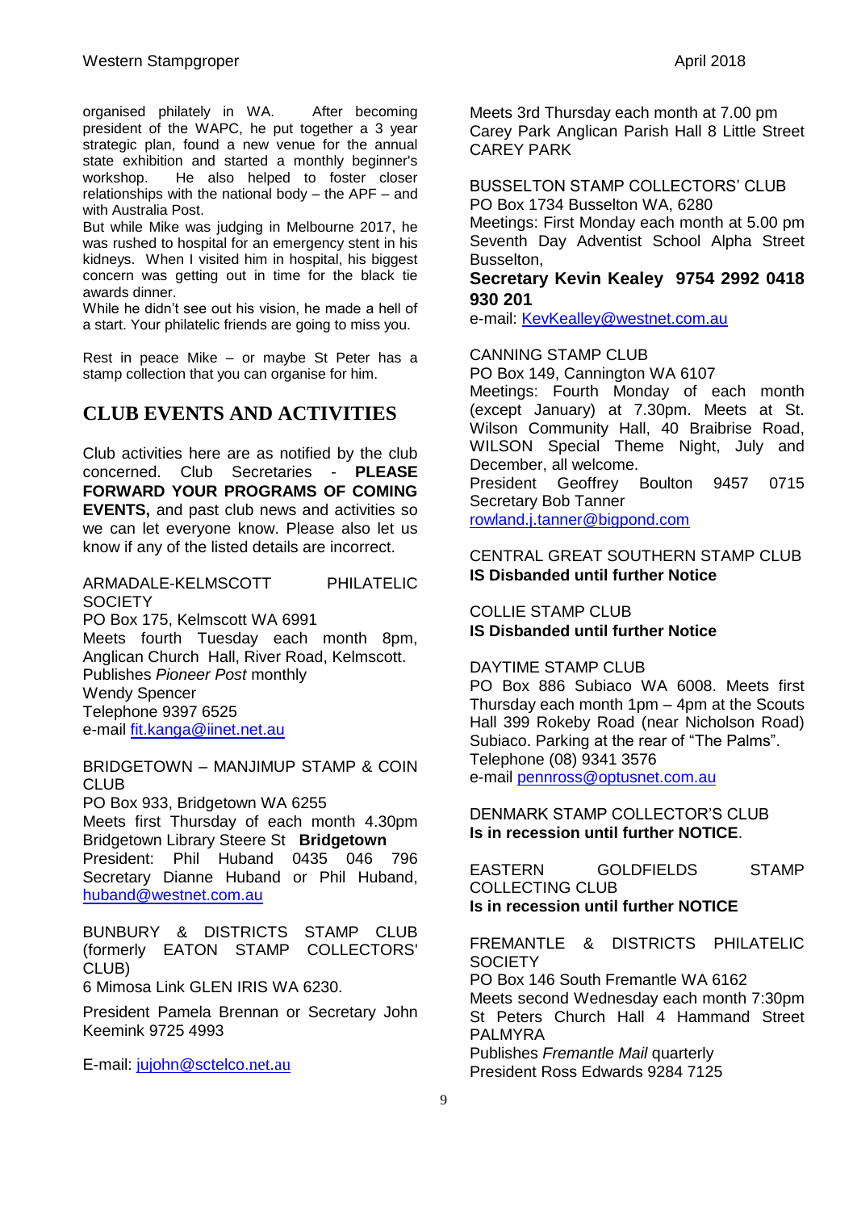organised philately in WA. After becoming president of the WAPC, he put together a 3 year strategic plan, found a new venue for the annual state exhibition and started a monthly beginner's workshop. He also helped to foster closer relationships with the national body – the APF – and with Australia Post.

But while Mike was judging in Melbourne 2017, he was rushed to hospital for an emergency stent in his kidneys. When I visited him in hospital, his biggest concern was getting out in time for the black tie awards dinner.

While he didn't see out his vision, he made a hell of a start. Your philatelic friends are going to miss you.

Rest in peace Mike – or maybe St Peter has a stamp collection that you can organise for him.

## CLUB EVENTS AND ACTIVITIES

Club activities here are as notified by the club concerned. Club Secretaries - **PLEASE FORWARD YOUR PROGRAMS OF COMING EVENTS,** and past club news and activities so we can let everyone know. Please also let us know if any of the listed details are incorrect.

ARMADALE-KELMSCOTT PHILATELIC SOCIETY
PO Box 175, Kelmscott WA 6991
Meets fourth Tuesday each month 8pm, Anglican Church Hall, River Road, Kelmscott.
Publishes *Pioneer Post* monthly
Wendy Spencer
Telephone 9397 6525
e-mail fit.kanga@iinet.net.au

BRIDGETOWN – MANJIMUP STAMP & COIN CLUB
PO Box 933, Bridgetown WA 6255
Meets first Thursday of each month 4.30pm Bridgetown Library Steere St **Bridgetown**
President: Phil Huband 0435 046 796
Secretary Dianne Huband or Phil Huband, huband@westnet.com.au

BUNBURY & DISTRICTS STAMP CLUB (formerly EATON STAMP COLLECTORS' CLUB)
6 Mimosa Link GLEN IRIS WA 6230.

President Pamela Brennan or Secretary John Keemink 9725 4993

E-mail: jujohn@sctelco.net.au

Meets 3rd Thursday each month at 7.00 pm
Carey Park Anglican Parish Hall 8 Little Street CAREY PARK

BUSSELTON STAMP COLLECTORS' CLUB
PO Box 1734 Busselton WA, 6280
Meetings: First Monday each month at 5.00 pm Seventh Day Adventist School Alpha Street Busselton,
**Secretary Kevin Kealey 9754 2992 0418 930 201**
e-mail: KevKealley@westnet.com.au

CANNING STAMP CLUB
PO Box 149, Cannington WA 6107
Meetings: Fourth Monday of each month (except January) at 7.30pm. Meets at St. Wilson Community Hall, 40 Braibrise Road, WILSON Special Theme Night, July and December, all welcome.
President Geoffrey Boulton 9457 0715
Secretary Bob Tanner
rowland.j.tanner@bigpond.com

CENTRAL GREAT SOUTHERN STAMP CLUB
**IS Disbanded until further Notice**

COLLIE STAMP CLUB
**IS Disbanded until further Notice**

DAYTIME STAMP CLUB
PO Box 886 Subiaco WA 6008. Meets first Thursday each month 1pm – 4pm at the Scouts Hall 399 Rokeby Road (near Nicholson Road) Subiaco. Parking at the rear of "The Palms".
Telephone (08) 9341 3576
e-mail pennross@optusnet.com.au

DENMARK STAMP COLLECTOR'S CLUB
**Is in recession until further NOTICE**.

EASTERN GOLDFIELDS STAMP COLLECTING CLUB
**Is in recession until further NOTICE**

FREMANTLE & DISTRICTS PHILATELIC SOCIETY
PO Box 146 South Fremantle WA 6162
Meets second Wednesday each month 7:30pm St Peters Church Hall 4 Hammand Street PALMYRA
Publishes *Fremantle Mail* quarterly
President Ross Edwards 9284 7125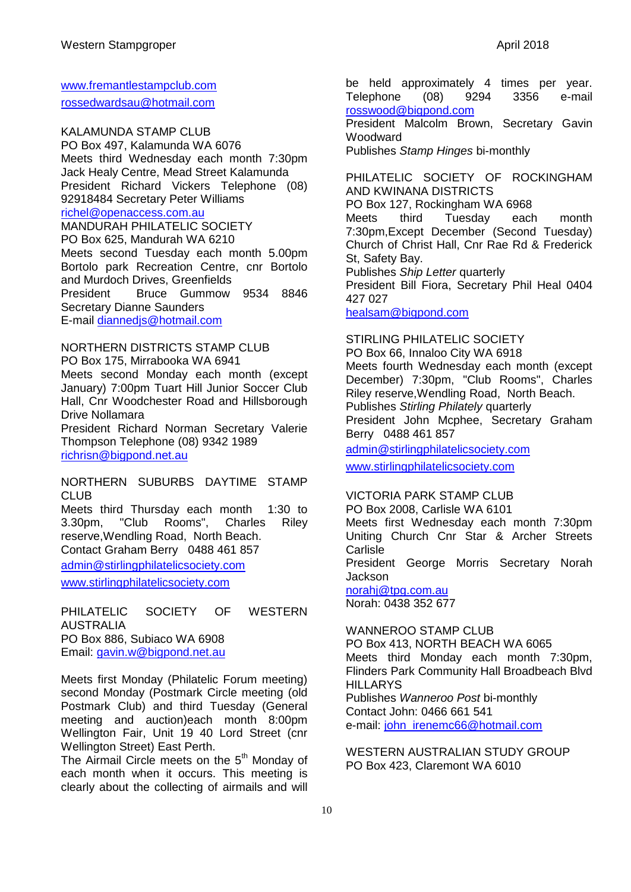www.fremantlestampclub.com

rossedwardsau@hotmail.com

KALAMUNDA STAMP CLUB
PO Box 497, Kalamunda WA 6076
Meets third Wednesday each month 7:30pm Jack Healy Centre, Mead Street Kalamunda
President Richard Vickers Telephone (08) 92918484 Secretary Peter Williams
richel@openaccess.com.au

MANDURAH PHILATELIC SOCIETY
PO Box 625, Mandurah WA 6210
Meets second Tuesday each month 5.00pm Bortolo park Recreation Centre, cnr Bortolo and Murdoch Drives, Greenfields
President Bruce Gummow 9534 8846
Secretary Dianne Saunders
E-mail diannedjs@hotmail.com

NORTHERN DISTRICTS STAMP CLUB
PO Box 175, Mirrabooka WA 6941
Meets second Monday each month (except January) 7:00pm Tuart Hill Junior Soccer Club Hall, Cnr Woodchester Road and Hillsborough Drive Nollamara
President Richard Norman Secretary Valerie Thompson Telephone (08) 9342 1989
richrisn@bigpond.net.au

NORTHERN SUBURBS DAYTIME STAMP CLUB
Meets third Thursday each month 1:30 to 3.30pm, "Club Rooms", Charles Riley reserve,Wendling Road, North Beach.
Contact Graham Berry 0488 461 857
admin@stirlingphilatelicsociety.com
www.stirlingphilatelicsociety.com

PHILATELIC SOCIETY OF WESTERN AUSTRALIA
PO Box 886, Subiaco WA 6908
Email: gavin.w@bigpond.net.au

Meets first Monday (Philatelic Forum meeting) second Monday (Postmark Circle meeting (old Postmark Club) and third Tuesday (General meeting and auction)each month 8:00pm Wellington Fair, Unit 19 40 Lord Street (cnr Wellington Street) East Perth.
The Airmail Circle meets on the 5th Monday of each month when it occurs. This meeting is clearly about the collecting of airmails and will be held approximately 4 times per year. Telephone (08) 9294 3356 e-mail rosswood@bigpond.com
President Malcolm Brown, Secretary Gavin Woodward
Publishes *Stamp Hinges* bi-monthly

PHILATELIC SOCIETY OF ROCKINGHAM AND KWINANA DISTRICTS
PO Box 127, Rockingham WA 6968
Meets third Tuesday each month 7:30pm,Except December (Second Tuesday) Church of Christ Hall, Cnr Rae Rd & Frederick St, Safety Bay.
Publishes *Ship Letter* quarterly
President Bill Fiora, Secretary Phil Heal 0404 427 027
healsam@bigpond.com

STIRLING PHILATELIC SOCIETY
PO Box 66, Innaloo City WA 6918
Meets fourth Wednesday each month (except December) 7:30pm, "Club Rooms", Charles Riley reserve,Wendling Road, North Beach.
Publishes *Stirling Philately* quarterly
President John Mcphee, Secretary Graham Berry 0488 461 857
admin@stirlingphilatelicsociety.com
www.stirlingphilatelicsociety.com

VICTORIA PARK STAMP CLUB
PO Box 2008, Carlisle WA 6101
Meets first Wednesday each month 7:30pm Uniting Church Cnr Star & Archer Streets Carlisle
President George Morris Secretary Norah Jackson
norahj@tpg.com.au
Norah: 0438 352 677

WANNEROO STAMP CLUB
PO Box 413, NORTH BEACH WA 6065
Meets third Monday each month 7:30pm, Flinders Park Community Hall Broadbeach Blvd HILLARYS
Publishes *Wanneroo Post* bi-monthly
Contact John: 0466 661 541
e-mail: john_irenemc66@hotmail.com

WESTERN AUSTRALIAN STUDY GROUP
PO Box 423, Claremont WA 6010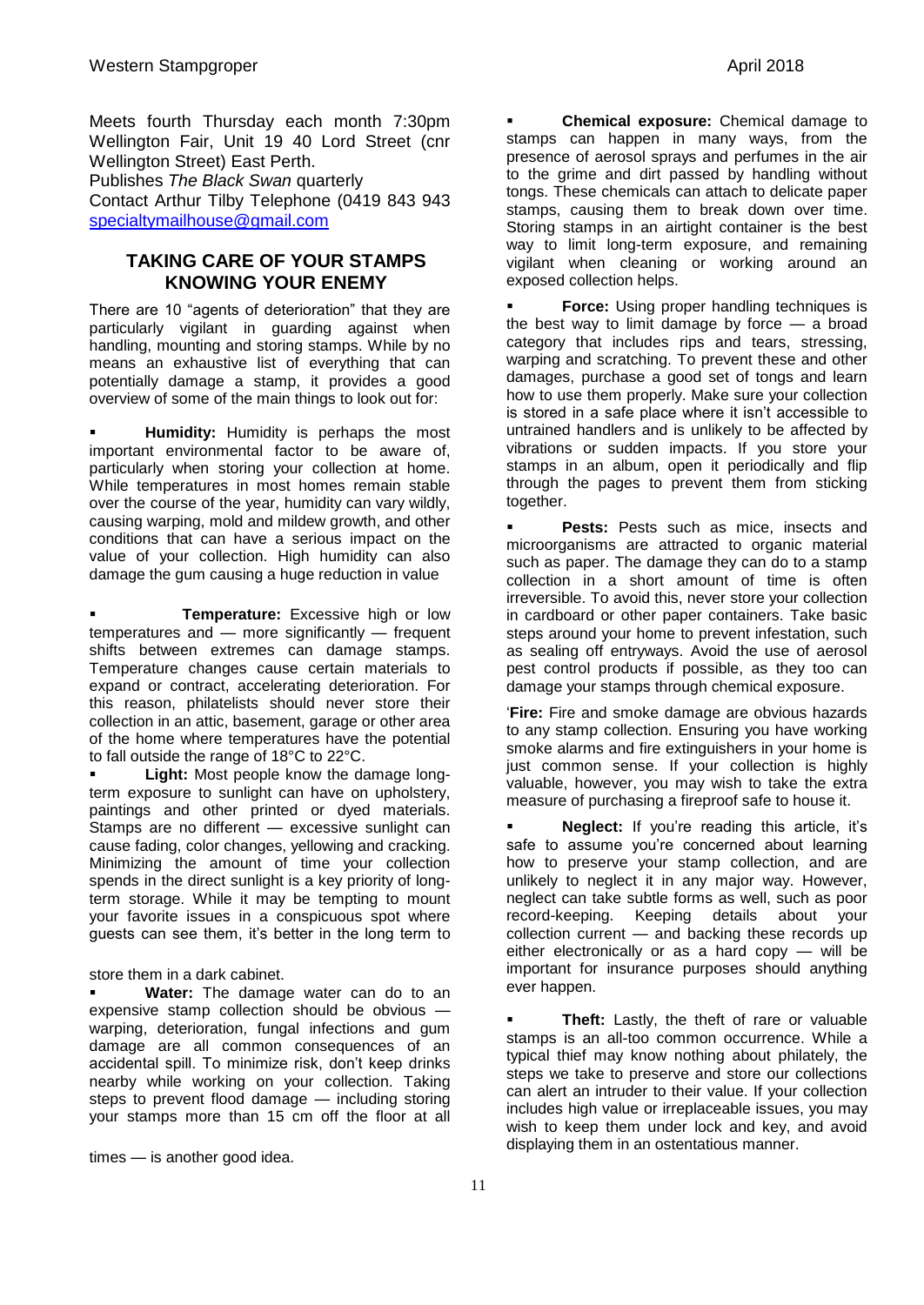Meets fourth Thursday each month 7:30pm Wellington Fair, Unit 19 40 Lord Street (cnr Wellington Street) East Perth.
Publishes *The Black Swan* quarterly
Contact Arthur Tilby Telephone (0419 843 943 specialtymailhouse@gmail.com

## TAKING CARE OF YOUR STAMPS KNOWING YOUR ENEMY

There are 10 "agents of deterioration" that they are particularly vigilant in guarding against when handling, mounting and storing stamps. While by no means an exhaustive list of everything that can potentially damage a stamp, it provides a good overview of some of the main things to look out for:

- **Humidity:** Humidity is perhaps the most important environmental factor to be aware of, particularly when storing your collection at home. While temperatures in most homes remain stable over the course of the year, humidity can vary wildly, causing warping, mold and mildew growth, and other conditions that can have a serious impact on the value of your collection. High humidity can also damage the gum causing a huge reduction in value

- **Temperature:** Excessive high or low temperatures and — more significantly — frequent shifts between extremes can damage stamps. Temperature changes cause certain materials to expand or contract, accelerating deterioration. For this reason, philatelists should never store their collection in an attic, basement, garage or other area of the home where temperatures have the potential to fall outside the range of 18°C to 22°C.
- **Light:** Most people know the damage long-term exposure to sunlight can have on upholstery, paintings and other printed or dyed materials. Stamps are no different — excessive sunlight can cause fading, color changes, yellowing and cracking. Minimizing the amount of time your collection spends in the direct sunlight is a key priority of long-term storage. While it may be tempting to mount your favorite issues in a conspicuous spot where guests can see them, it's better in the long term to store them in a dark cabinet.
- **Water:** The damage water can do to an expensive stamp collection should be obvious — warping, deterioration, fungal infections and gum damage are all common consequences of an accidental spill. To minimize risk, don't keep drinks nearby while working on your collection. Taking steps to prevent flood damage — including storing your stamps more than 15 cm off the floor at all times — is another good idea.

- **Chemical exposure:** Chemical damage to stamps can happen in many ways, from the presence of aerosol sprays and perfumes in the air to the grime and dirt passed by handling without tongs. These chemicals can attach to delicate paper stamps, causing them to break down over time. Storing stamps in an airtight container is the best way to limit long-term exposure, and remaining vigilant when cleaning or working around an exposed collection helps.

- **Force:** Using proper handling techniques is the best way to limit damage by force — a broad category that includes rips and tears, stressing, warping and scratching. To prevent these and other damages, purchase a good set of tongs and learn how to use them properly. Make sure your collection is stored in a safe place where it isn't accessible to untrained handlers and is unlikely to be affected by vibrations or sudden impacts. If you store your stamps in an album, open it periodically and flip through the pages to prevent them from sticking together.

- **Pests:** Pests such as mice, insects and microorganisms are attracted to organic material such as paper. The damage they can do to a stamp collection in a short amount of time is often irreversible. To avoid this, never store your collection in cardboard or other paper containers. Take basic steps around your home to prevent infestation, such as sealing off entryways. Avoid the use of aerosol pest control products if possible, as they too can damage your stamps through chemical exposure.

'**Fire:** Fire and smoke damage are obvious hazards to any stamp collection. Ensuring you have working smoke alarms and fire extinguishers in your home is just common sense. If your collection is highly valuable, however, you may wish to take the extra measure of purchasing a fireproof safe to house it.

- **Neglect:** If you're reading this article, it's safe to assume you're concerned about learning how to preserve your stamp collection, and are unlikely to neglect it in any major way. However, neglect can take subtle forms as well, such as poor record-keeping. Keeping details about your collection current — and backing these records up either electronically or as a hard copy — will be important for insurance purposes should anything ever happen.

- **Theft:** Lastly, the theft of rare or valuable stamps is an all-too common occurrence. While a typical thief may know nothing about philately, the steps we take to preserve and store our collections can alert an intruder to their value. If your collection includes high value or irreplaceable issues, you may wish to keep them under lock and key, and avoid displaying them in an ostentatious manner.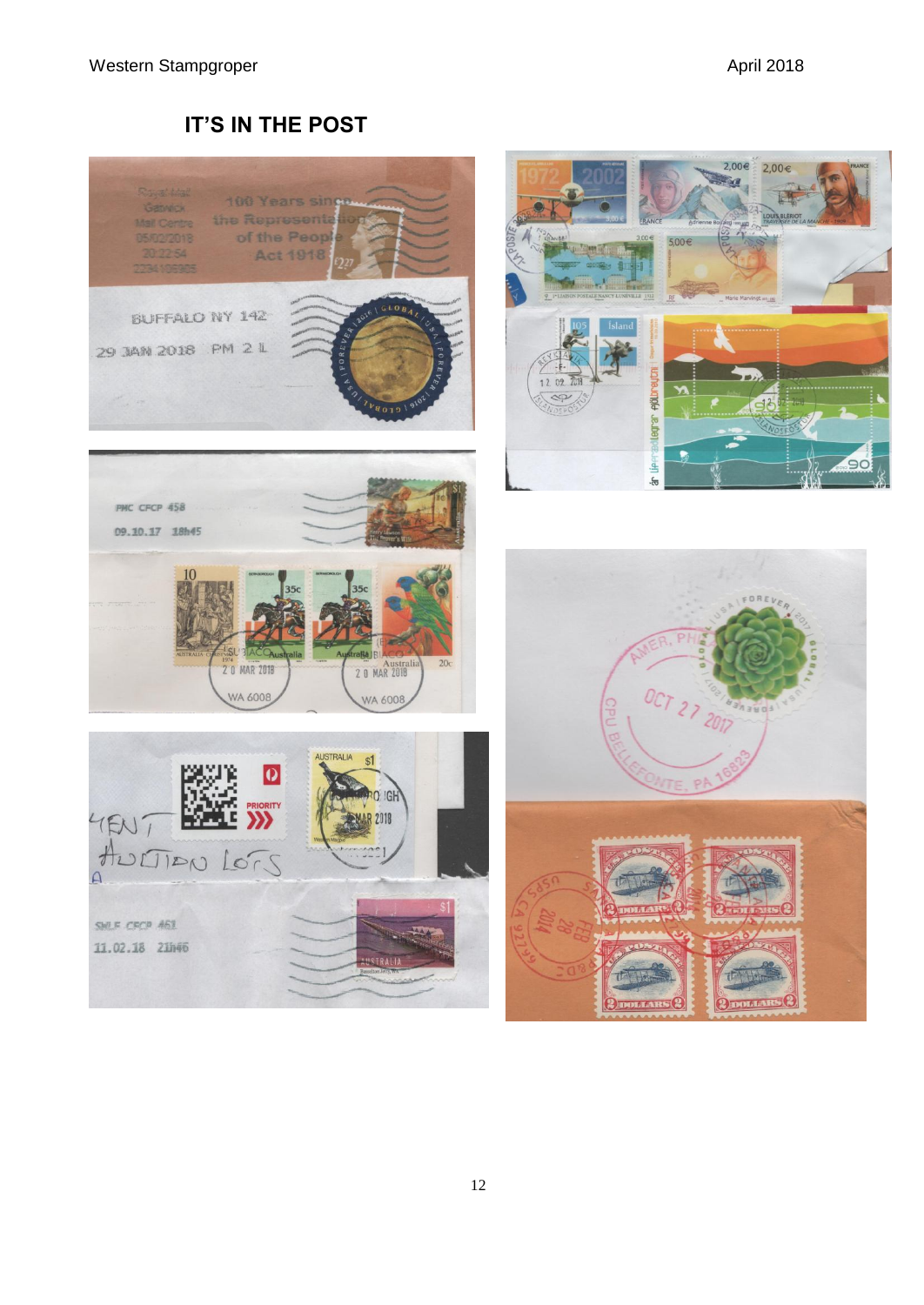## IT'S IN THE POST